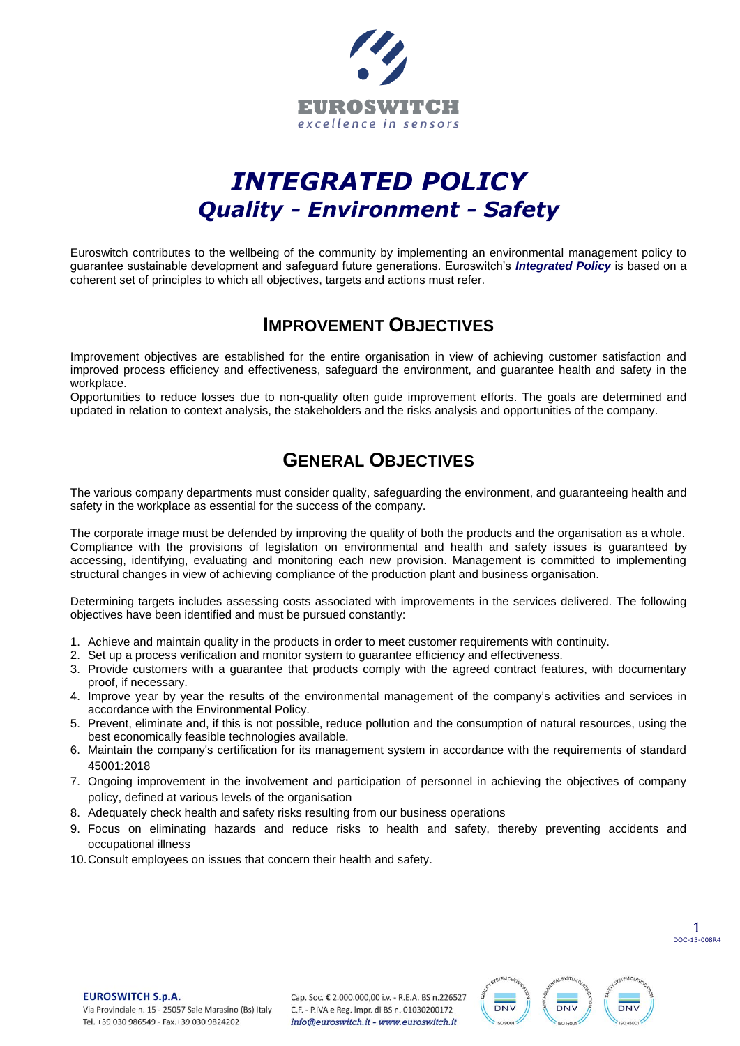# INTEGRATED POLICY
## Quality - Environment - Safety

Euroswitch contributes to the wellbeing of the community by implementing an environmental management policy to guarantee sustainable development and safeguard future generations. Euroswitch's ***Integrated Policy*** is based on a coherent set of principles to which all objectives, targets and actions must refer.

## IMPROVEMENT OBJECTIVES

Improvement objectives are established for the entire organisation in view of achieving customer satisfaction and improved process efficiency and effectiveness, safeguard the environment, and guarantee health and safety in the workplace.
Opportunities to reduce losses due to non-quality often guide improvement efforts. The goals are determined and updated in relation to context analysis, the stakeholders and the risks analysis and opportunities of the company.

## GENERAL OBJECTIVES

The various company departments must consider quality, safeguarding the environment, and guaranteeing health and safety in the workplace as essential for the success of the company.

The corporate image must be defended by improving the quality of both the products and the organisation as a whole. Compliance with the provisions of legislation on environmental and health and safety issues is guaranteed by accessing, identifying, evaluating and monitoring each new provision. Management is committed to implementing structural changes in view of achieving compliance of the production plant and business organisation.

Determining targets includes assessing costs associated with improvements in the services delivered. The following objectives have been identified and must be pursued constantly:

1. Achieve and maintain quality in the products in order to meet customer requirements with continuity.
2. Set up a process verification and monitor system to guarantee efficiency and effectiveness.
3. Provide customers with a guarantee that products comply with the agreed contract features, with documentary proof, if necessary.
4. Improve year by year the results of the environmental management of the company's activities and services in accordance with the Environmental Policy.
5. Prevent, eliminate and, if this is not possible, reduce pollution and the consumption of natural resources, using the best economically feasible technologies available.
6. Maintain the company's certification for its management system in accordance with the requirements of standard 45001:2018
7. Ongoing improvement in the involvement and participation of personnel in achieving the objectives of company policy, defined at various levels of the organisation
8. Adequately check health and safety risks resulting from our business operations
9. Focus on eliminating hazards and reduce risks to health and safety, thereby preventing accidents and occupational illness
10. Consult employees on issues that concern their health and safety.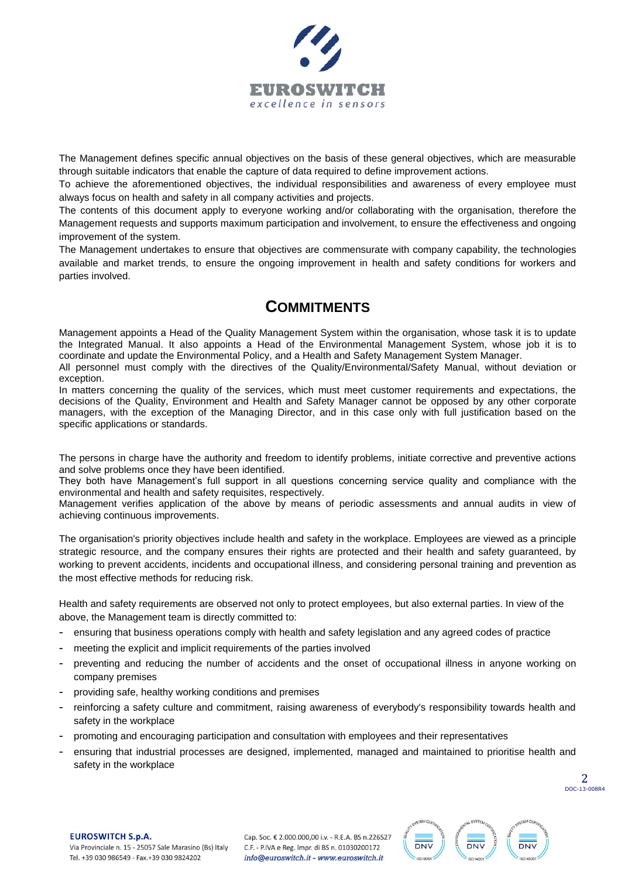The Management defines specific annual objectives on the basis of these general objectives, which are measurable through suitable indicators that enable the capture of data required to define improvement actions.

To achieve the aforementioned objectives, the individual responsibilities and awareness of every employee must always focus on health and safety in all company activities and projects.

The contents of this document apply to everyone working and/or collaborating with the organisation, therefore the Management requests and supports maximum participation and involvement, to ensure the effectiveness and ongoing improvement of the system.

The Management undertakes to ensure that objectives are commensurate with company capability, the technologies available and market trends, to ensure the ongoing improvement in health and safety conditions for workers and parties involved.

## COMMITMENTS

Management appoints a Head of the Quality Management System within the organisation, whose task it is to update the Integrated Manual. It also appoints a Head of the Environmental Management System, whose job it is to coordinate and update the Environmental Policy, and a Health and Safety Management System Manager.

All personnel must comply with the directives of the Quality/Environmental/Safety Manual, without deviation or exception.

In matters concerning the quality of the services, which must meet customer requirements and expectations, the decisions of the Quality, Environment and Health and Safety Manager cannot be opposed by any other corporate managers, with the exception of the Managing Director, and in this case only with full justification based on the specific applications or standards.

The persons in charge have the authority and freedom to identify problems, initiate corrective and preventive actions and solve problems once they have been identified.

They both have Management's full support in all questions concerning service quality and compliance with the environmental and health and safety requisites, respectively.

Management verifies application of the above by means of periodic assessments and annual audits in view of achieving continuous improvements.

The organisation's priority objectives include health and safety in the workplace. Employees are viewed as a principle strategic resource, and the company ensures their rights are protected and their health and safety guaranteed, by working to prevent accidents, incidents and occupational illness, and considering personal training and prevention as the most effective methods for reducing risk.

Health and safety requirements are observed not only to protect employees, but also external parties. In view of the above, the Management team is directly committed to:

- ensuring that business operations comply with health and safety legislation and any agreed codes of practice
- meeting the explicit and implicit requirements of the parties involved
- preventing and reducing the number of accidents and the onset of occupational illness in anyone working on company premises
- providing safe, healthy working conditions and premises
- reinforcing a safety culture and commitment, raising awareness of everybody's responsibility towards health and safety in the workplace
- promoting and encouraging participation and consultation with employees and their representatives
- ensuring that industrial processes are designed, implemented, managed and maintained to prioritise health and safety in the workplace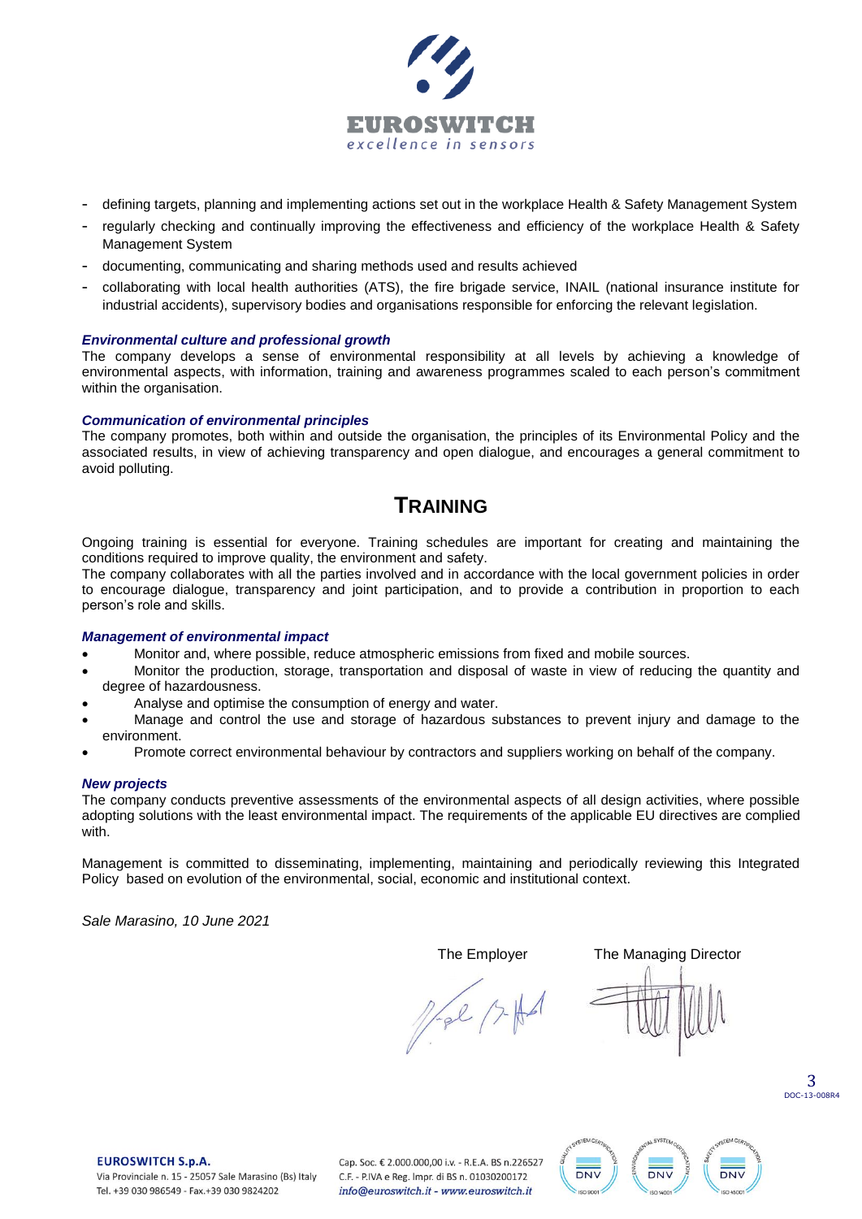- defining targets, planning and implementing actions set out in the workplace Health & Safety Management System
- regularly checking and continually improving the effectiveness and efficiency of the workplace Health & Safety Management System
- documenting, communicating and sharing methods used and results achieved
- collaborating with local health authorities (ATS), the fire brigade service, INAIL (national insurance institute for industrial accidents), supervisory bodies and organisations responsible for enforcing the relevant legislation.

***Environmental culture and professional growth***

The company develops a sense of environmental responsibility at all levels by achieving a knowledge of environmental aspects, with information, training and awareness programmes scaled to each person's commitment within the organisation.

***Communication of environmental principles***

The company promotes, both within and outside the organisation, the principles of its Environmental Policy and the associated results, in view of achieving transparency and open dialogue, and encourages a general commitment to avoid polluting.

## TRAINING

Ongoing training is essential for everyone. Training schedules are important for creating and maintaining the conditions required to improve quality, the environment and safety.

The company collaborates with all the parties involved and in accordance with the local government policies in order to encourage dialogue, transparency and joint participation, and to provide a contribution in proportion to each person's role and skills.

***Management of environmental impact***

- Monitor and, where possible, reduce atmospheric emissions from fixed and mobile sources.
- Monitor the production, storage, transportation and disposal of waste in view of reducing the quantity and degree of hazardousness.
- Analyse and optimise the consumption of energy and water.
- Manage and control the use and storage of hazardous substances to prevent injury and damage to the environment.
- Promote correct environmental behaviour by contractors and suppliers working on behalf of the company.

***New projects***

The company conducts preventive assessments of the environmental aspects of all design activities, where possible adopting solutions with the least environmental impact. The requirements of the applicable EU directives are complied with.

Management is committed to disseminating, implementing, maintaining and periodically reviewing this Integrated Policy based on evolution of the environmental, social, economic and institutional context.

*Sale Marasino, 10 June 2021*

The Employer

The Managing Director